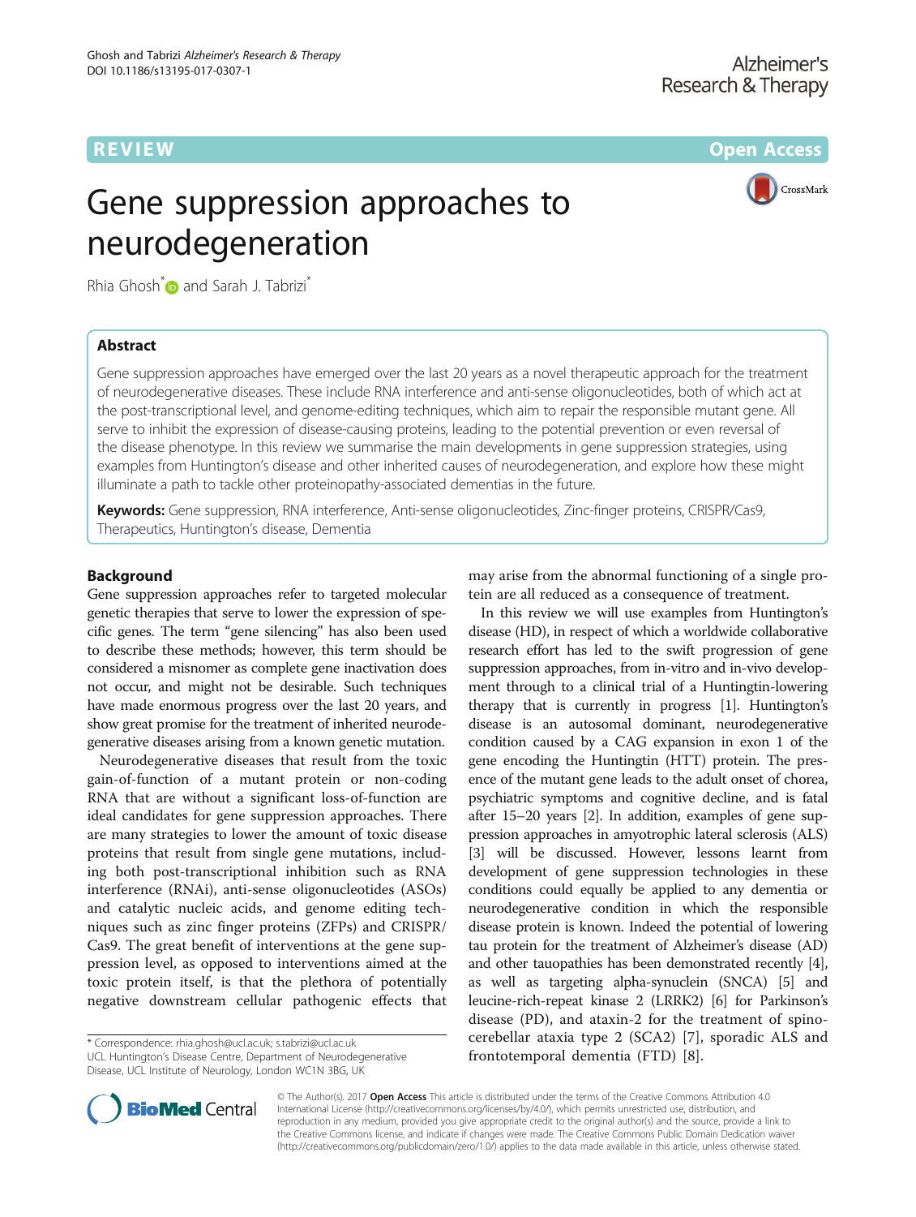REVIEW

Open Access

# Gene suppression approaches to neurodegeneration

Rhia Ghosh* and Sarah J. Tabrizi*

## Abstract

Gene suppression approaches have emerged over the last 20 years as a novel therapeutic approach for the treatment of neurodegenerative diseases. These include RNA interference and anti-sense oligonucleotides, both of which act at the post-transcriptional level, and genome-editing techniques, which aim to repair the responsible mutant gene. All serve to inhibit the expression of disease-causing proteins, leading to the potential prevention or even reversal of the disease phenotype. In this review we summarise the main developments in gene suppression strategies, using examples from Huntington's disease and other inherited causes of neurodegeneration, and explore how these might illuminate a path to tackle other proteinopathy-associated dementias in the future.

**Keywords:** Gene suppression, RNA interference, Anti-sense oligonucleotides, Zinc-finger proteins, CRISPR/Cas9, Therapeutics, Huntington's disease, Dementia

## Background

Gene suppression approaches refer to targeted molecular genetic therapies that serve to lower the expression of specific genes. The term "gene silencing" has also been used to describe these methods; however, this term should be considered a misnomer as complete gene inactivation does not occur, and might not be desirable. Such techniques have made enormous progress over the last 20 years, and show great promise for the treatment of inherited neurodegenerative diseases arising from a known genetic mutation.

Neurodegenerative diseases that result from the toxic gain-of-function of a mutant protein or non-coding RNA that are without a significant loss-of-function are ideal candidates for gene suppression approaches. There are many strategies to lower the amount of toxic disease proteins that result from single gene mutations, including both post-transcriptional inhibition such as RNA interference (RNAi), anti-sense oligonucleotides (ASOs) and catalytic nucleic acids, and genome editing techniques such as zinc finger proteins (ZFPs) and CRISPR/Cas9. The great benefit of interventions at the gene suppression level, as opposed to interventions aimed at the toxic protein itself, is that the plethora of potentially negative downstream cellular pathogenic effects that may arise from the abnormal functioning of a single protein are all reduced as a consequence of treatment.

In this review we will use examples from Huntington's disease (HD), in respect of which a worldwide collaborative research effort has led to the swift progression of gene suppression approaches, from in-vitro and in-vivo development through to a clinical trial of a Huntingtin-lowering therapy that is currently in progress [1]. Huntington's disease is an autosomal dominant, neurodegenerative condition caused by a CAG expansion in exon 1 of the gene encoding the Huntingtin (HTT) protein. The presence of the mutant gene leads to the adult onset of chorea, psychiatric symptoms and cognitive decline, and is fatal after 15–20 years [2]. In addition, examples of gene suppression approaches in amyotrophic lateral sclerosis (ALS) [3] will be discussed. However, lessons learnt from development of gene suppression technologies in these conditions could equally be applied to any dementia or neurodegenerative condition in which the responsible disease protein is known. Indeed the potential of lowering tau protein for the treatment of Alzheimer's disease (AD) and other tauopathies has been demonstrated recently [4], as well as targeting alpha-synuclein (SNCA) [5] and leucine-rich-repeat kinase 2 (LRRK2) [6] for Parkinson's disease (PD), and ataxin-2 for the treatment of spinocerebellar ataxia type 2 (SCA2) [7], sporadic ALS and frontotemporal dementia (FTD) [8].

\* Correspondence: rhia.ghosh@ucl.ac.uk; s.tabrizi@ucl.ac.uk
UCL Huntington's Disease Centre, Department of Neurodegenerative Disease, UCL Institute of Neurology, London WC1N 3BG, UK

© The Author(s). 2017 **Open Access** This article is distributed under the terms of the Creative Commons Attribution 4.0 International License (http://creativecommons.org/licenses/by/4.0/), which permits unrestricted use, distribution, and reproduction in any medium, provided you give appropriate credit to the original author(s) and the source, provide a link to the Creative Commons license, and indicate if changes were made. The Creative Commons Public Domain Dedication waiver (http://creativecommons.org/publicdomain/zero/1.0/) applies to the data made available in this article, unless otherwise stated.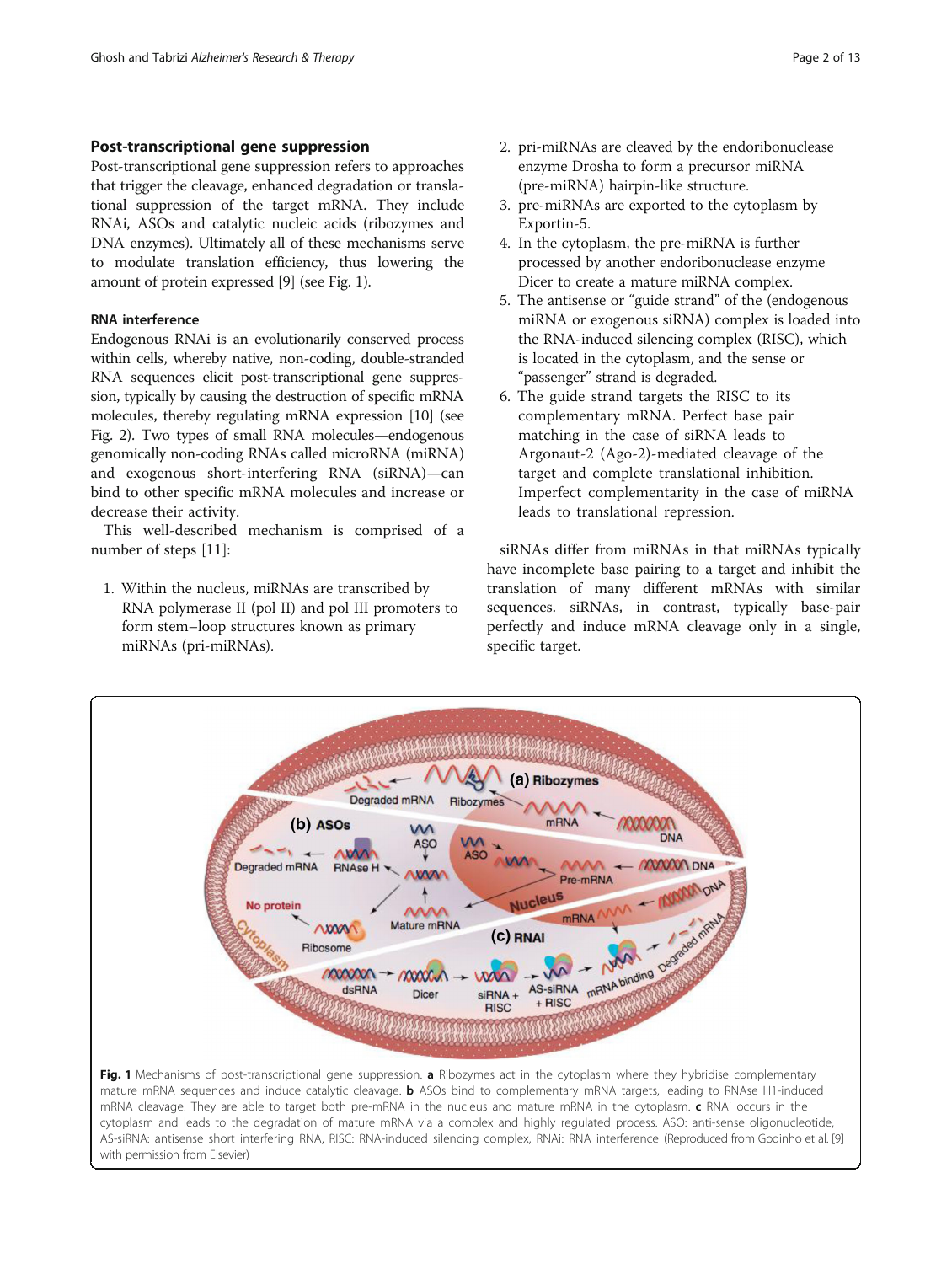## Post-transcriptional gene suppression

Post-transcriptional gene suppression refers to approaches that trigger the cleavage, enhanced degradation or translational suppression of the target mRNA. They include RNAi, ASOs and catalytic nucleic acids (ribozymes and DNA enzymes). Ultimately all of these mechanisms serve to modulate translation efficiency, thus lowering the amount of protein expressed [9] (see Fig. 1).

### RNA interference

Endogenous RNAi is an evolutionarily conserved process within cells, whereby native, non-coding, double-stranded RNA sequences elicit post-transcriptional gene suppression, typically by causing the destruction of specific mRNA molecules, thereby regulating mRNA expression [10] (see Fig. 2). Two types of small RNA molecules—endogenous genomically non-coding RNAs called microRNA (miRNA) and exogenous short-interfering RNA (siRNA)—can bind to other specific mRNA molecules and increase or decrease their activity.

This well-described mechanism is comprised of a number of steps [11]:

1. Within the nucleus, miRNAs are transcribed by RNA polymerase II (pol II) and pol III promoters to form stem–loop structures known as primary miRNAs (pri-miRNAs).
2. pri-miRNAs are cleaved by the endoribonuclease enzyme Drosha to form a precursor miRNA (pre-miRNA) hairpin-like structure.
3. pre-miRNAs are exported to the cytoplasm by Exportin-5.
4. In the cytoplasm, the pre-miRNA is further processed by another endoribonuclease enzyme Dicer to create a mature miRNA complex.
5. The antisense or "guide strand" of the (endogenous miRNA or exogenous siRNA) complex is loaded into the RNA-induced silencing complex (RISC), which is located in the cytoplasm, and the sense or "passenger" strand is degraded.
6. The guide strand targets the RISC to its complementary mRNA. Perfect base pair matching in the case of siRNA leads to Argonaut-2 (Ago-2)-mediated cleavage of the target and complete translational inhibition. Imperfect complementarity in the case of miRNA leads to translational repression.

siRNAs differ from miRNAs in that miRNAs typically have incomplete base pairing to a target and inhibit the translation of many different mRNAs with similar sequences. siRNAs, in contrast, typically base-pair perfectly and induce mRNA cleavage only in a single, specific target.

**Fig. 1** Mechanisms of post-transcriptional gene suppression. **a** Ribozymes act in the cytoplasm where they hybridise complementary mature mRNA sequences and induce catalytic cleavage. **b** ASOs bind to complementary mRNA targets, leading to RNAse H1-induced mRNA cleavage. They are able to target both pre-mRNA in the nucleus and mature mRNA in the cytoplasm. **c** RNAi occurs in the cytoplasm and leads to the degradation of mature mRNA via a complex and highly regulated process. ASO: anti-sense oligonucleotide, AS-siRNA: antisense short interfering RNA, RISC: RNA-induced silencing complex, RNAi: RNA interference (Reproduced from Godinho et al. [9] with permission from Elsevier)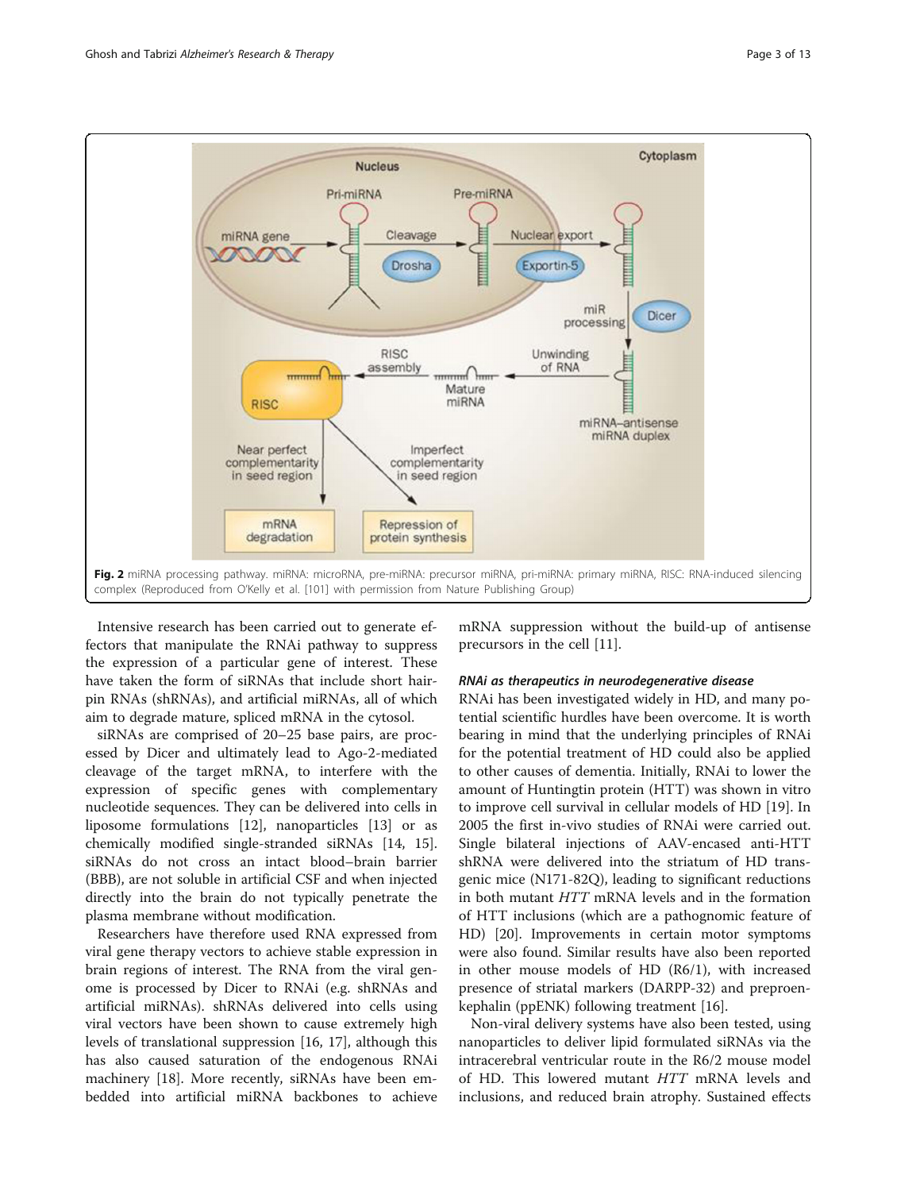Fig. 2 miRNA processing pathway. miRNA: microRNA, pre-miRNA: precursor miRNA, pri-miRNA: primary miRNA, RISC: RNA-induced silencing complex (Reproduced from O'Kelly et al. [101] with permission from Nature Publishing Group)

Intensive research has been carried out to generate effectors that manipulate the RNAi pathway to suppress the expression of a particular gene of interest. These have taken the form of siRNAs that include short hairpin RNAs (shRNAs), and artificial miRNAs, all of which aim to degrade mature, spliced mRNA in the cytosol.

siRNAs are comprised of 20–25 base pairs, are processed by Dicer and ultimately lead to Ago-2-mediated cleavage of the target mRNA, to interfere with the expression of specific genes with complementary nucleotide sequences. They can be delivered into cells in liposome formulations [12], nanoparticles [13] or as chemically modified single-stranded siRNAs [14, 15]. siRNAs do not cross an intact blood–brain barrier (BBB), are not soluble in artificial CSF and when injected directly into the brain do not typically penetrate the plasma membrane without modification.

Researchers have therefore used RNA expressed from viral gene therapy vectors to achieve stable expression in brain regions of interest. The RNA from the viral genome is processed by Dicer to RNAi (e.g. shRNAs and artificial miRNAs). shRNAs delivered into cells using viral vectors have been shown to cause extremely high levels of translational suppression [16, 17], although this has also caused saturation of the endogenous RNAi machinery [18]. More recently, siRNAs have been embedded into artificial miRNA backbones to achieve mRNA suppression without the build-up of antisense precursors in the cell [11].

### *RNAi as therapeutics in neurodegenerative disease*

RNAi has been investigated widely in HD, and many potential scientific hurdles have been overcome. It is worth bearing in mind that the underlying principles of RNAi for the potential treatment of HD could also be applied to other causes of dementia. Initially, RNAi to lower the amount of Huntingtin protein (HTT) was shown in vitro to improve cell survival in cellular models of HD [19]. In 2005 the first in-vivo studies of RNAi were carried out. Single bilateral injections of AAV-encased anti-HTT shRNA were delivered into the striatum of HD transgenic mice (N171-82Q), leading to significant reductions in both mutant *HTT* mRNA levels and in the formation of HTT inclusions (which are a pathognomic feature of HD) [20]. Improvements in certain motor symptoms were also found. Similar results have also been reported in other mouse models of HD (R6/1), with increased presence of striatal markers (DARPP-32) and preproenkephalin (ppENK) following treatment [16].

Non-viral delivery systems have also been tested, using nanoparticles to deliver lipid formulated siRNAs via the intracerebral ventricular route in the R6/2 mouse model of HD. This lowered mutant *HTT* mRNA levels and inclusions, and reduced brain atrophy. Sustained effects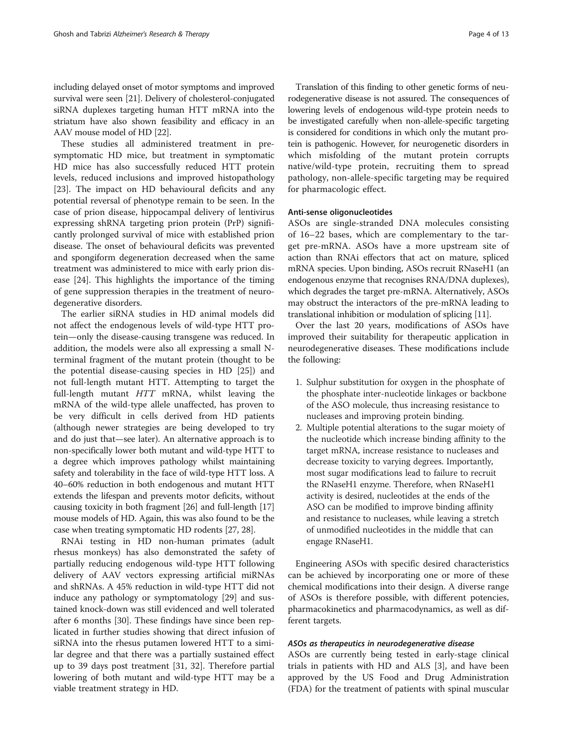including delayed onset of motor symptoms and improved survival were seen [21]. Delivery of cholesterol-conjugated siRNA duplexes targeting human HTT mRNA into the striatum have also shown feasibility and efficacy in an AAV mouse model of HD [22].

These studies all administered treatment in presymptomatic HD mice, but treatment in symptomatic HD mice has also successfully reduced HTT protein levels, reduced inclusions and improved histopathology [23]. The impact on HD behavioural deficits and any potential reversal of phenotype remain to be seen. In the case of prion disease, hippocampal delivery of lentivirus expressing shRNA targeting prion protein (PrP) significantly prolonged survival of mice with established prion disease. The onset of behavioural deficits was prevented and spongiform degeneration decreased when the same treatment was administered to mice with early prion disease [24]. This highlights the importance of the timing of gene suppression therapies in the treatment of neurodegenerative disorders.

The earlier siRNA studies in HD animal models did not affect the endogenous levels of wild-type HTT protein—only the disease-causing transgene was reduced. In addition, the models were also all expressing a small N-terminal fragment of the mutant protein (thought to be the potential disease-causing species in HD [25]) and not full-length mutant HTT. Attempting to target the full-length mutant *HTT* mRNA, whilst leaving the mRNA of the wild-type allele unaffected, has proven to be very difficult in cells derived from HD patients (although newer strategies are being developed to try and do just that—see later). An alternative approach is to non-specifically lower both mutant and wild-type HTT to a degree which improves pathology whilst maintaining safety and tolerability in the face of wild-type HTT loss. A 40–60% reduction in both endogenous and mutant HTT extends the lifespan and prevents motor deficits, without causing toxicity in both fragment [26] and full-length [17] mouse models of HD. Again, this was also found to be the case when treating symptomatic HD rodents [27, 28].

RNAi testing in HD non-human primates (adult rhesus monkeys) has also demonstrated the safety of partially reducing endogenous wild-type HTT following delivery of AAV vectors expressing artificial miRNAs and shRNAs. A 45% reduction in wild-type HTT did not induce any pathology or symptomatology [29] and sustained knock-down was still evidenced and well tolerated after 6 months [30]. These findings have since been replicated in further studies showing that direct infusion of siRNA into the rhesus putamen lowered HTT to a similar degree and that there was a partially sustained effect up to 39 days post treatment [31, 32]. Therefore partial lowering of both mutant and wild-type HTT may be a viable treatment strategy in HD.

Translation of this finding to other genetic forms of neurodegenerative disease is not assured. The consequences of lowering levels of endogenous wild-type protein needs to be investigated carefully when non-allele-specific targeting is considered for conditions in which only the mutant protein is pathogenic. However, for neurogenetic disorders in which misfolding of the mutant protein corrupts native/wild-type protein, recruiting them to spread pathology, non-allele-specific targeting may be required for pharmacologic effect.

### Anti-sense oligonucleotides

ASOs are single-stranded DNA molecules consisting of 16–22 bases, which are complementary to the target pre-mRNA. ASOs have a more upstream site of action than RNAi effectors that act on mature, spliced mRNA species. Upon binding, ASOs recruit RNaseH1 (an endogenous enzyme that recognises RNA/DNA duplexes), which degrades the target pre-mRNA. Alternatively, ASOs may obstruct the interactors of the pre-mRNA leading to translational inhibition or modulation of splicing [11].

Over the last 20 years, modifications of ASOs have improved their suitability for therapeutic application in neurodegenerative diseases. These modifications include the following:

1. Sulphur substitution for oxygen in the phosphate of the phosphate inter-nucleotide linkages or backbone of the ASO molecule, thus increasing resistance to nucleases and improving protein binding.
2. Multiple potential alterations to the sugar moiety of the nucleotide which increase binding affinity to the target mRNA, increase resistance to nucleases and decrease toxicity to varying degrees. Importantly, most sugar modifications lead to failure to recruit the RNaseH1 enzyme. Therefore, when RNaseH1 activity is desired, nucleotides at the ends of the ASO can be modified to improve binding affinity and resistance to nucleases, while leaving a stretch of unmodified nucleotides in the middle that can engage RNaseH1.

Engineering ASOs with specific desired characteristics can be achieved by incorporating one or more of these chemical modifications into their design. A diverse range of ASOs is therefore possible, with different potencies, pharmacokinetics and pharmacodynamics, as well as different targets.

#### *ASOs as therapeutics in neurodegenerative disease*

ASOs are currently being tested in early-stage clinical trials in patients with HD and ALS [3], and have been approved by the US Food and Drug Administration (FDA) for the treatment of patients with spinal muscular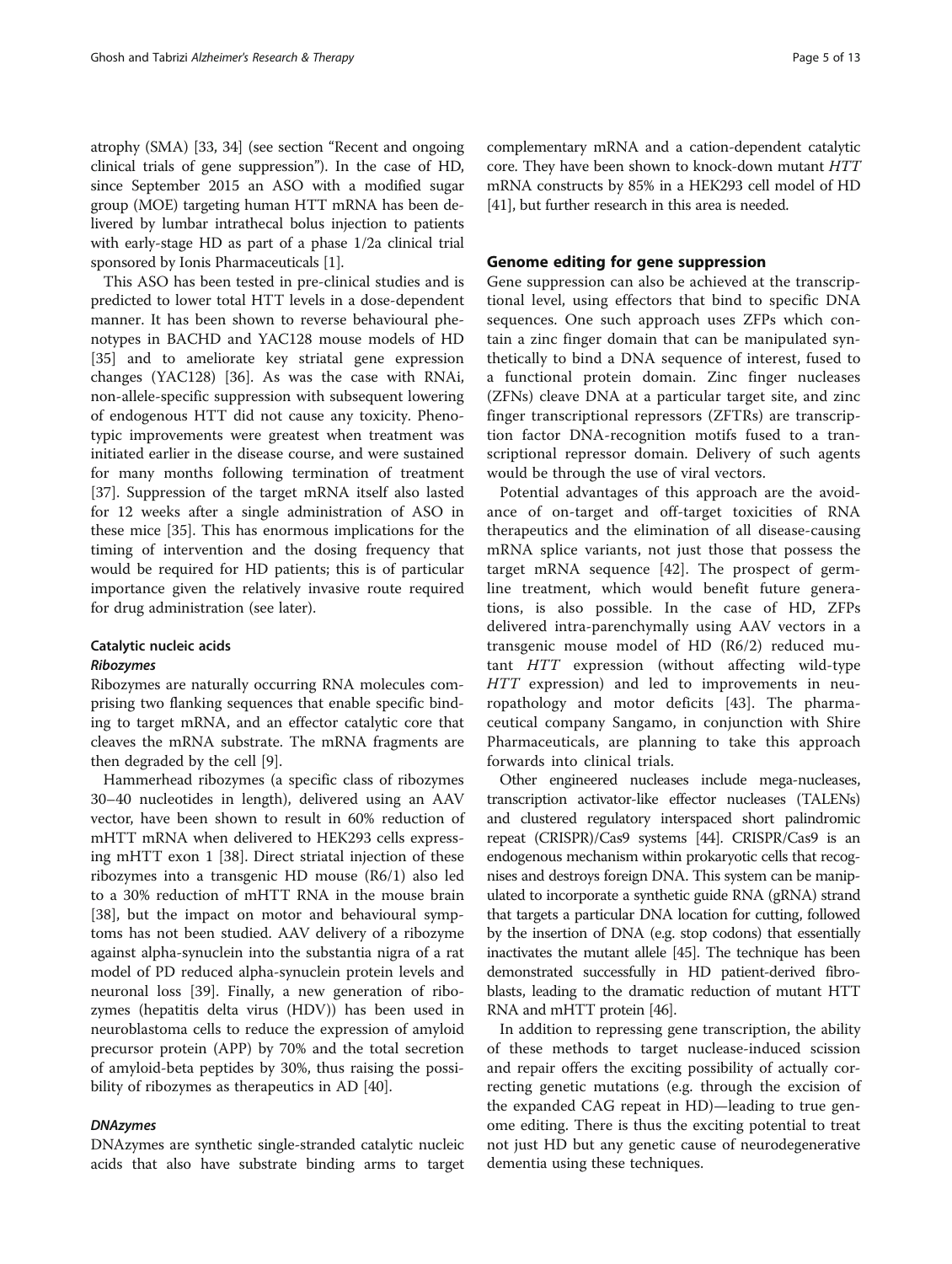atrophy (SMA) [33, 34] (see section "Recent and ongoing clinical trials of gene suppression"). In the case of HD, since September 2015 an ASO with a modified sugar group (MOE) targeting human HTT mRNA has been delivered by lumbar intrathecal bolus injection to patients with early-stage HD as part of a phase 1/2a clinical trial sponsored by Ionis Pharmaceuticals [1].

This ASO has been tested in pre-clinical studies and is predicted to lower total HTT levels in a dose-dependent manner. It has been shown to reverse behavioural phenotypes in BACHD and YAC128 mouse models of HD [35] and to ameliorate key striatal gene expression changes (YAC128) [36]. As was the case with RNAi, non-allele-specific suppression with subsequent lowering of endogenous HTT did not cause any toxicity. Phenotypic improvements were greatest when treatment was initiated earlier in the disease course, and were sustained for many months following termination of treatment [37]. Suppression of the target mRNA itself also lasted for 12 weeks after a single administration of ASO in these mice [35]. This has enormous implications for the timing of intervention and the dosing frequency that would be required for HD patients; this is of particular importance given the relatively invasive route required for drug administration (see later).

### Catalytic nucleic acids

#### *Ribozymes*

Ribozymes are naturally occurring RNA molecules comprising two flanking sequences that enable specific binding to target mRNA, and an effector catalytic core that cleaves the mRNA substrate. The mRNA fragments are then degraded by the cell [9].

Hammerhead ribozymes (a specific class of ribozymes 30–40 nucleotides in length), delivered using an AAV vector, have been shown to result in 60% reduction of mHTT mRNA when delivered to HEK293 cells expressing mHTT exon 1 [38]. Direct striatal injection of these ribozymes into a transgenic HD mouse (R6/1) also led to a 30% reduction of mHTT RNA in the mouse brain [38], but the impact on motor and behavioural symptoms has not been studied. AAV delivery of a ribozyme against alpha-synuclein into the substantia nigra of a rat model of PD reduced alpha-synuclein protein levels and neuronal loss [39]. Finally, a new generation of ribozymes (hepatitis delta virus (HDV)) has been used in neuroblastoma cells to reduce the expression of amyloid precursor protein (APP) by 70% and the total secretion of amyloid-beta peptides by 30%, thus raising the possibility of ribozymes as therapeutics in AD [40].

#### *DNAzymes*

DNAzymes are synthetic single-stranded catalytic nucleic acids that also have substrate binding arms to target complementary mRNA and a cation-dependent catalytic core. They have been shown to knock-down mutant *HTT* mRNA constructs by 85% in a HEK293 cell model of HD [41], but further research in this area is needed.

## Genome editing for gene suppression

Gene suppression can also be achieved at the transcriptional level, using effectors that bind to specific DNA sequences. One such approach uses ZFPs which contain a zinc finger domain that can be manipulated synthetically to bind a DNA sequence of interest, fused to a functional protein domain. Zinc finger nucleases (ZFNs) cleave DNA at a particular target site, and zinc finger transcriptional repressors (ZFTRs) are transcription factor DNA-recognition motifs fused to a transcriptional repressor domain. Delivery of such agents would be through the use of viral vectors.

Potential advantages of this approach are the avoidance of on-target and off-target toxicities of RNA therapeutics and the elimination of all disease-causing mRNA splice variants, not just those that possess the target mRNA sequence [42]. The prospect of germline treatment, which would benefit future generations, is also possible. In the case of HD, ZFPs delivered intra-parenchymally using AAV vectors in a transgenic mouse model of HD (R6/2) reduced mutant *HTT* expression (without affecting wild-type *HTT* expression) and led to improvements in neuropathology and motor deficits [43]. The pharmaceutical company Sangamo, in conjunction with Shire Pharmaceuticals, are planning to take this approach forwards into clinical trials.

Other engineered nucleases include mega-nucleases, transcription activator-like effector nucleases (TALENs) and clustered regulatory interspaced short palindromic repeat (CRISPR)/Cas9 systems [44]. CRISPR/Cas9 is an endogenous mechanism within prokaryotic cells that recognises and destroys foreign DNA. This system can be manipulated to incorporate a synthetic guide RNA (gRNA) strand that targets a particular DNA location for cutting, followed by the insertion of DNA (e.g. stop codons) that essentially inactivates the mutant allele [45]. The technique has been demonstrated successfully in HD patient-derived fibroblasts, leading to the dramatic reduction of mutant HTT RNA and mHTT protein [46].

In addition to repressing gene transcription, the ability of these methods to target nuclease-induced scission and repair offers the exciting possibility of actually correcting genetic mutations (e.g. through the excision of the expanded CAG repeat in HD)—leading to true genome editing. There is thus the exciting potential to treat not just HD but any genetic cause of neurodegenerative dementia using these techniques.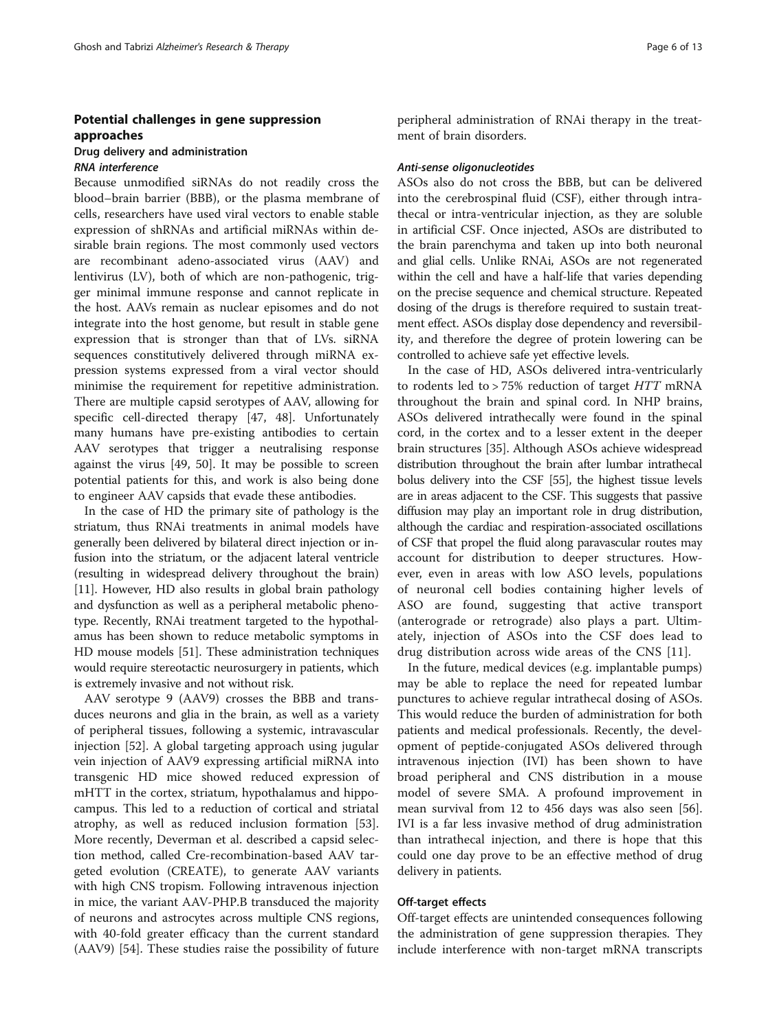## Potential challenges in gene suppression approaches

### Drug delivery and administration

#### *RNA interference*

Because unmodified siRNAs do not readily cross the blood–brain barrier (BBB), or the plasma membrane of cells, researchers have used viral vectors to enable stable expression of shRNAs and artificial miRNAs within desirable brain regions. The most commonly used vectors are recombinant adeno-associated virus (AAV) and lentivirus (LV), both of which are non-pathogenic, trigger minimal immune response and cannot replicate in the host. AAVs remain as nuclear episomes and do not integrate into the host genome, but result in stable gene expression that is stronger than that of LVs. siRNA sequences constitutively delivered through miRNA expression systems expressed from a viral vector should minimise the requirement for repetitive administration. There are multiple capsid serotypes of AAV, allowing for specific cell-directed therapy [47, 48]. Unfortunately many humans have pre-existing antibodies to certain AAV serotypes that trigger a neutralising response against the virus [49, 50]. It may be possible to screen potential patients for this, and work is also being done to engineer AAV capsids that evade these antibodies.

In the case of HD the primary site of pathology is the striatum, thus RNAi treatments in animal models have generally been delivered by bilateral direct injection or infusion into the striatum, or the adjacent lateral ventricle (resulting in widespread delivery throughout the brain) [11]. However, HD also results in global brain pathology and dysfunction as well as a peripheral metabolic phenotype. Recently, RNAi treatment targeted to the hypothalamus has been shown to reduce metabolic symptoms in HD mouse models [51]. These administration techniques would require stereotactic neurosurgery in patients, which is extremely invasive and not without risk.

AAV serotype 9 (AAV9) crosses the BBB and transduces neurons and glia in the brain, as well as a variety of peripheral tissues, following a systemic, intravascular injection [52]. A global targeting approach using jugular vein injection of AAV9 expressing artificial miRNA into transgenic HD mice showed reduced expression of mHTT in the cortex, striatum, hypothalamus and hippocampus. This led to a reduction of cortical and striatal atrophy, as well as reduced inclusion formation [53]. More recently, Deverman et al. described a capsid selection method, called Cre-recombination-based AAV targeted evolution (CREATE), to generate AAV variants with high CNS tropism. Following intravenous injection in mice, the variant AAV-PHP.B transduced the majority of neurons and astrocytes across multiple CNS regions, with 40-fold greater efficacy than the current standard (AAV9) [54]. These studies raise the possibility of future peripheral administration of RNAi therapy in the treatment of brain disorders.

#### *Anti-sense oligonucleotides*

ASOs also do not cross the BBB, but can be delivered into the cerebrospinal fluid (CSF), either through intrathecal or intra-ventricular injection, as they are soluble in artificial CSF. Once injected, ASOs are distributed to the brain parenchyma and taken up into both neuronal and glial cells. Unlike RNAi, ASOs are not regenerated within the cell and have a half-life that varies depending on the precise sequence and chemical structure. Repeated dosing of the drugs is therefore required to sustain treatment effect. ASOs display dose dependency and reversibility, and therefore the degree of protein lowering can be controlled to achieve safe yet effective levels.

In the case of HD, ASOs delivered intra-ventricularly to rodents led to > 75% reduction of target *HTT* mRNA throughout the brain and spinal cord. In NHP brains, ASOs delivered intrathecally were found in the spinal cord, in the cortex and to a lesser extent in the deeper brain structures [35]. Although ASOs achieve widespread distribution throughout the brain after lumbar intrathecal bolus delivery into the CSF [55], the highest tissue levels are in areas adjacent to the CSF. This suggests that passive diffusion may play an important role in drug distribution, although the cardiac and respiration-associated oscillations of CSF that propel the fluid along paravascular routes may account for distribution to deeper structures. However, even in areas with low ASO levels, populations of neuronal cell bodies containing higher levels of ASO are found, suggesting that active transport (anterograde or retrograde) also plays a part. Ultimately, injection of ASOs into the CSF does lead to drug distribution across wide areas of the CNS [11].

In the future, medical devices (e.g. implantable pumps) may be able to replace the need for repeated lumbar punctures to achieve regular intrathecal dosing of ASOs. This would reduce the burden of administration for both patients and medical professionals. Recently, the development of peptide-conjugated ASOs delivered through intravenous injection (IVI) has been shown to have broad peripheral and CNS distribution in a mouse model of severe SMA. A profound improvement in mean survival from 12 to 456 days was also seen [56]. IVI is a far less invasive method of drug administration than intrathecal injection, and there is hope that this could one day prove to be an effective method of drug delivery in patients.

### Off-target effects

Off-target effects are unintended consequences following the administration of gene suppression therapies. They include interference with non-target mRNA transcripts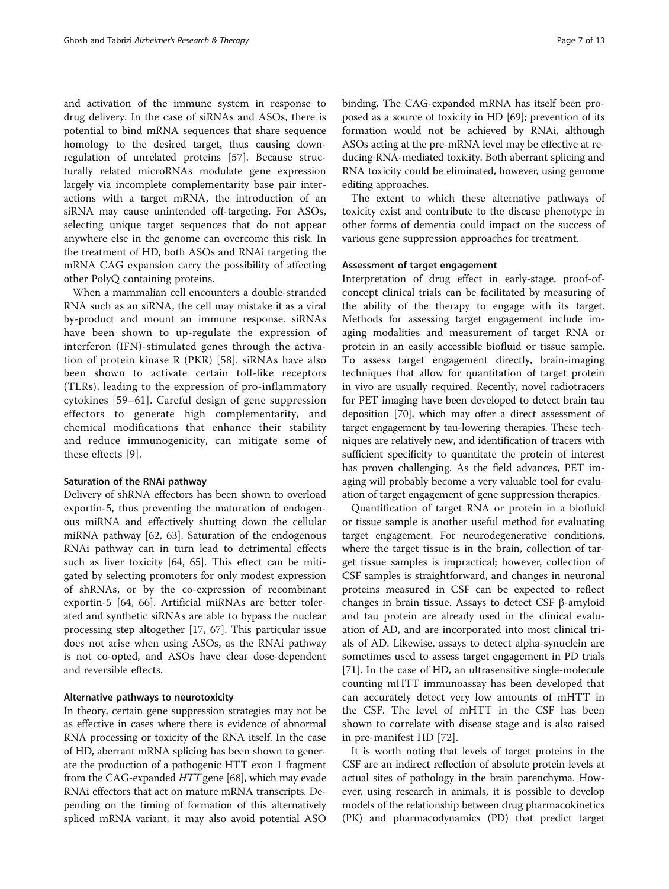and activation of the immune system in response to drug delivery. In the case of siRNAs and ASOs, there is potential to bind mRNA sequences that share sequence homology to the desired target, thus causing down-regulation of unrelated proteins [57]. Because structurally related microRNAs modulate gene expression largely via incomplete complementarity base pair interactions with a target mRNA, the introduction of an siRNA may cause unintended off-targeting. For ASOs, selecting unique target sequences that do not appear anywhere else in the genome can overcome this risk. In the treatment of HD, both ASOs and RNAi targeting the mRNA CAG expansion carry the possibility of affecting other PolyQ containing proteins.

When a mammalian cell encounters a double-stranded RNA such as an siRNA, the cell may mistake it as a viral by-product and mount an immune response. siRNAs have been shown to up-regulate the expression of interferon (IFN)-stimulated genes through the activation of protein kinase R (PKR) [58]. siRNAs have also been shown to activate certain toll-like receptors (TLRs), leading to the expression of pro-inflammatory cytokines [59–61]. Careful design of gene suppression effectors to generate high complementarity, and chemical modifications that enhance their stability and reduce immunogenicity, can mitigate some of these effects [9].

#### Saturation of the RNAi pathway

Delivery of shRNA effectors has been shown to overload exportin-5, thus preventing the maturation of endogenous miRNA and effectively shutting down the cellular miRNA pathway [62, 63]. Saturation of the endogenous RNAi pathway can in turn lead to detrimental effects such as liver toxicity [64, 65]. This effect can be mitigated by selecting promoters for only modest expression of shRNAs, or by the co-expression of recombinant exportin-5 [64, 66]. Artificial miRNAs are better tolerated and synthetic siRNAs are able to bypass the nuclear processing step altogether [17, 67]. This particular issue does not arise when using ASOs, as the RNAi pathway is not co-opted, and ASOs have clear dose-dependent and reversible effects.

#### Alternative pathways to neurotoxicity

In theory, certain gene suppression strategies may not be as effective in cases where there is evidence of abnormal RNA processing or toxicity of the RNA itself. In the case of HD, aberrant mRNA splicing has been shown to generate the production of a pathogenic HTT exon 1 fragment from the CAG-expanded *HTT* gene [68], which may evade RNAi effectors that act on mature mRNA transcripts. Depending on the timing of formation of this alternatively spliced mRNA variant, it may also avoid potential ASO binding. The CAG-expanded mRNA has itself been proposed as a source of toxicity in HD [69]; prevention of its formation would not be achieved by RNAi, although ASOs acting at the pre-mRNA level may be effective at reducing RNA-mediated toxicity. Both aberrant splicing and RNA toxicity could be eliminated, however, using genome editing approaches.

The extent to which these alternative pathways of toxicity exist and contribute to the disease phenotype in other forms of dementia could impact on the success of various gene suppression approaches for treatment.

#### Assessment of target engagement

Interpretation of drug effect in early-stage, proof-of-concept clinical trials can be facilitated by measuring of the ability of the therapy to engage with its target. Methods for assessing target engagement include imaging modalities and measurement of target RNA or protein in an easily accessible biofluid or tissue sample. To assess target engagement directly, brain-imaging techniques that allow for quantitation of target protein in vivo are usually required. Recently, novel radiotracers for PET imaging have been developed to detect brain tau deposition [70], which may offer a direct assessment of target engagement by tau-lowering therapies. These techniques are relatively new, and identification of tracers with sufficient specificity to quantitate the protein of interest has proven challenging. As the field advances, PET imaging will probably become a very valuable tool for evaluation of target engagement of gene suppression therapies.

Quantification of target RNA or protein in a biofluid or tissue sample is another useful method for evaluating target engagement. For neurodegenerative conditions, where the target tissue is in the brain, collection of target tissue samples is impractical; however, collection of CSF samples is straightforward, and changes in neuronal proteins measured in CSF can be expected to reflect changes in brain tissue. Assays to detect CSF β-amyloid and tau protein are already used in the clinical evaluation of AD, and are incorporated into most clinical trials of AD. Likewise, assays to detect alpha-synuclein are sometimes used to assess target engagement in PD trials [71]. In the case of HD, an ultrasensitive single-molecule counting mHTT immunoassay has been developed that can accurately detect very low amounts of mHTT in the CSF. The level of mHTT in the CSF has been shown to correlate with disease stage and is also raised in pre-manifest HD [72].

It is worth noting that levels of target proteins in the CSF are an indirect reflection of absolute protein levels at actual sites of pathology in the brain parenchyma. However, using research in animals, it is possible to develop models of the relationship between drug pharmacokinetics (PK) and pharmacodynamics (PD) that predict target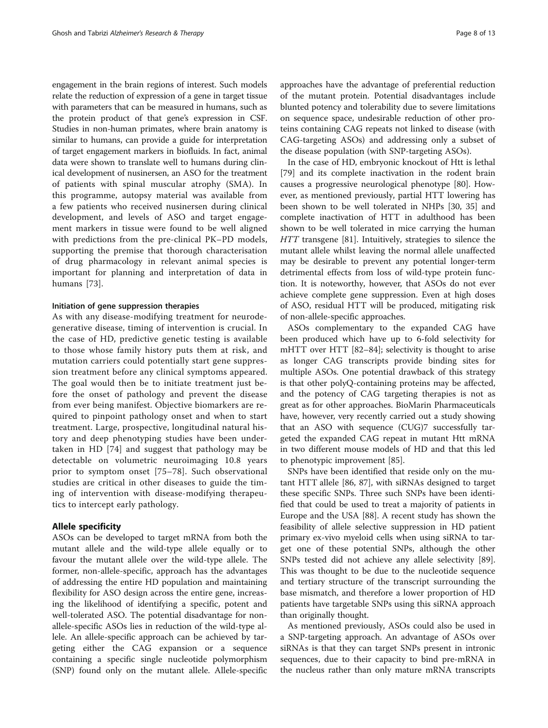engagement in the brain regions of interest. Such models relate the reduction of expression of a gene in target tissue with parameters that can be measured in humans, such as the protein product of that gene's expression in CSF. Studies in non-human primates, where brain anatomy is similar to humans, can provide a guide for interpretation of target engagement markers in biofluids. In fact, animal data were shown to translate well to humans during clinical development of nusinersen, an ASO for the treatment of patients with spinal muscular atrophy (SMA). In this programme, autopsy material was available from a few patients who received nusinersen during clinical development, and levels of ASO and target engagement markers in tissue were found to be well aligned with predictions from the pre-clinical PK–PD models, supporting the premise that thorough characterisation of drug pharmacology in relevant animal species is important for planning and interpretation of data in humans [73].

#### Initiation of gene suppression therapies

As with any disease-modifying treatment for neurodegenerative disease, timing of intervention is crucial. In the case of HD, predictive genetic testing is available to those whose family history puts them at risk, and mutation carriers could potentially start gene suppression treatment before any clinical symptoms appeared. The goal would then be to initiate treatment just before the onset of pathology and prevent the disease from ever being manifest. Objective biomarkers are required to pinpoint pathology onset and when to start treatment. Large, prospective, longitudinal natural history and deep phenotyping studies have been undertaken in HD [74] and suggest that pathology may be detectable on volumetric neuroimaging 10.8 years prior to symptom onset [75–78]. Such observational studies are critical in other diseases to guide the timing of intervention with disease-modifying therapeutics to intercept early pathology.

## Allele specificity

ASOs can be developed to target mRNA from both the mutant allele and the wild-type allele equally or to favour the mutant allele over the wild-type allele. The former, non-allele-specific, approach has the advantages of addressing the entire HD population and maintaining flexibility for ASO design across the entire gene, increasing the likelihood of identifying a specific, potent and well-tolerated ASO. The potential disadvantage for non-allele-specific ASOs lies in reduction of the wild-type allele. An allele-specific approach can be achieved by targeting either the CAG expansion or a sequence containing a specific single nucleotide polymorphism (SNP) found only on the mutant allele. Allele-specific approaches have the advantage of preferential reduction of the mutant protein. Potential disadvantages include blunted potency and tolerability due to severe limitations on sequence space, undesirable reduction of other proteins containing CAG repeats not linked to disease (with CAG-targeting ASOs) and addressing only a subset of the disease population (with SNP-targeting ASOs).

In the case of HD, embryonic knockout of Htt is lethal [79] and its complete inactivation in the rodent brain causes a progressive neurological phenotype [80]. However, as mentioned previously, partial HTT lowering has been shown to be well tolerated in NHPs [30, 35] and complete inactivation of HTT in adulthood has been shown to be well tolerated in mice carrying the human *HTT* transgene [81]. Intuitively, strategies to silence the mutant allele whilst leaving the normal allele unaffected may be desirable to prevent any potential longer-term detrimental effects from loss of wild-type protein function. It is noteworthy, however, that ASOs do not ever achieve complete gene suppression. Even at high doses of ASO, residual HTT will be produced, mitigating risk of non-allele-specific approaches.

ASOs complementary to the expanded CAG have been produced which have up to 6-fold selectivity for mHTT over HTT [82–84]; selectivity is thought to arise as longer CAG transcripts provide binding sites for multiple ASOs. One potential drawback of this strategy is that other polyQ-containing proteins may be affected, and the potency of CAG targeting therapies is not as great as for other approaches. BioMarin Pharmaceuticals have, however, very recently carried out a study showing that an ASO with sequence (CUG)7 successfully targeted the expanded CAG repeat in mutant Htt mRNA in two different mouse models of HD and that this led to phenotypic improvement [85].

SNPs have been identified that reside only on the mutant HTT allele [86, 87], with siRNAs designed to target these specific SNPs. Three such SNPs have been identified that could be used to treat a majority of patients in Europe and the USA [88]. A recent study has shown the feasibility of allele selective suppression in HD patient primary ex-vivo myeloid cells when using siRNA to target one of these potential SNPs, although the other SNPs tested did not achieve any allele selectivity [89]. This was thought to be due to the nucleotide sequence and tertiary structure of the transcript surrounding the base mismatch, and therefore a lower proportion of HD patients have targetable SNPs using this siRNA approach than originally thought.

As mentioned previously, ASOs could also be used in a SNP-targeting approach. An advantage of ASOs over siRNAs is that they can target SNPs present in intronic sequences, due to their capacity to bind pre-mRNA in the nucleus rather than only mature mRNA transcripts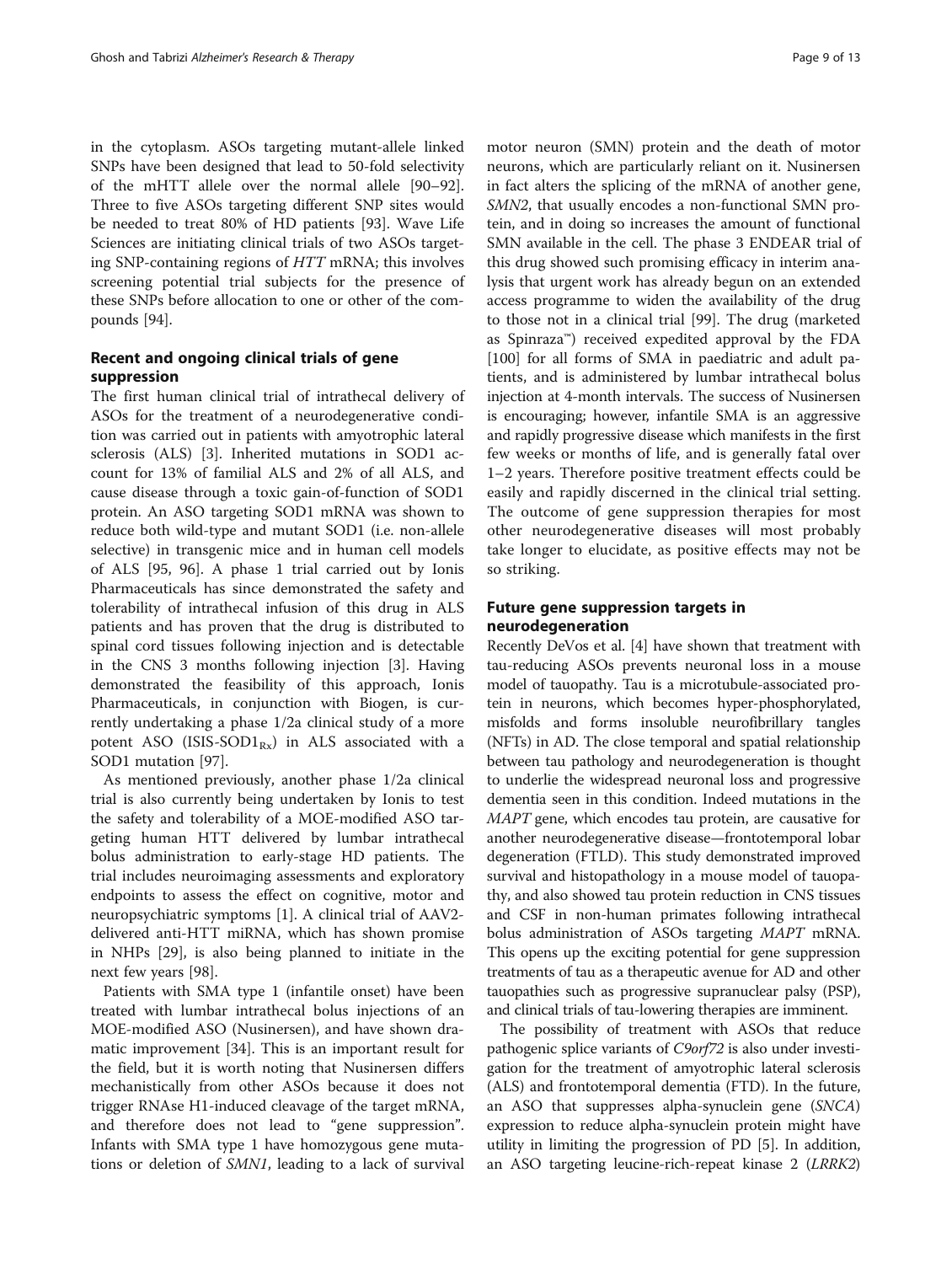in the cytoplasm. ASOs targeting mutant-allele linked SNPs have been designed that lead to 50-fold selectivity of the mHTT allele over the normal allele [90–92]. Three to five ASOs targeting different SNP sites would be needed to treat 80% of HD patients [93]. Wave Life Sciences are initiating clinical trials of two ASOs targeting SNP-containing regions of *HTT* mRNA; this involves screening potential trial subjects for the presence of these SNPs before allocation to one or other of the compounds [94].

## Recent and ongoing clinical trials of gene suppression

The first human clinical trial of intrathecal delivery of ASOs for the treatment of a neurodegenerative condition was carried out in patients with amyotrophic lateral sclerosis (ALS) [3]. Inherited mutations in SOD1 account for 13% of familial ALS and 2% of all ALS, and cause disease through a toxic gain-of-function of SOD1 protein. An ASO targeting SOD1 mRNA was shown to reduce both wild-type and mutant SOD1 (i.e. non-allele selective) in transgenic mice and in human cell models of ALS [95, 96]. A phase 1 trial carried out by Ionis Pharmaceuticals has since demonstrated the safety and tolerability of intrathecal infusion of this drug in ALS patients and has proven that the drug is distributed to spinal cord tissues following injection and is detectable in the CNS 3 months following injection [3]. Having demonstrated the feasibility of this approach, Ionis Pharmaceuticals, in conjunction with Biogen, is currently undertaking a phase 1/2a clinical study of a more potent ASO (ISIS-SOD1$_{Rx}$) in ALS associated with a SOD1 mutation [97].

As mentioned previously, another phase 1/2a clinical trial is also currently being undertaken by Ionis to test the safety and tolerability of a MOE-modified ASO targeting human HTT delivered by lumbar intrathecal bolus administration to early-stage HD patients. The trial includes neuroimaging assessments and exploratory endpoints to assess the effect on cognitive, motor and neuropsychiatric symptoms [1]. A clinical trial of AAV2-delivered anti-HTT miRNA, which has shown promise in NHPs [29], is also being planned to initiate in the next few years [98].

Patients with SMA type 1 (infantile onset) have been treated with lumbar intrathecal bolus injections of an MOE-modified ASO (Nusinersen), and have shown dramatic improvement [34]. This is an important result for the field, but it is worth noting that Nusinersen differs mechanistically from other ASOs because it does not trigger RNAse H1-induced cleavage of the target mRNA, and therefore does not lead to "gene suppression". Infants with SMA type 1 have homozygous gene mutations or deletion of *SMN1*, leading to a lack of survival motor neuron (SMN) protein and the death of motor neurons, which are particularly reliant on it. Nusinersen in fact alters the splicing of the mRNA of another gene, *SMN2*, that usually encodes a non-functional SMN protein, and in doing so increases the amount of functional SMN available in the cell. The phase 3 ENDEAR trial of this drug showed such promising efficacy in interim analysis that urgent work has already begun on an extended access programme to widen the availability of the drug to those not in a clinical trial [99]. The drug (marketed as Spinraza™) received expedited approval by the FDA [100] for all forms of SMA in paediatric and adult patients, and is administered by lumbar intrathecal bolus injection at 4-month intervals. The success of Nusinersen is encouraging; however, infantile SMA is an aggressive and rapidly progressive disease which manifests in the first few weeks or months of life, and is generally fatal over 1–2 years. Therefore positive treatment effects could be easily and rapidly discerned in the clinical trial setting. The outcome of gene suppression therapies for most other neurodegenerative diseases will most probably take longer to elucidate, as positive effects may not be so striking.

## Future gene suppression targets in neurodegeneration

Recently DeVos et al. [4] have shown that treatment with tau-reducing ASOs prevents neuronal loss in a mouse model of tauopathy. Tau is a microtubule-associated protein in neurons, which becomes hyper-phosphorylated, misfolds and forms insoluble neurofibrillary tangles (NFTs) in AD. The close temporal and spatial relationship between tau pathology and neurodegeneration is thought to underlie the widespread neuronal loss and progressive dementia seen in this condition. Indeed mutations in the *MAPT* gene, which encodes tau protein, are causative for another neurodegenerative disease—frontotemporal lobar degeneration (FTLD). This study demonstrated improved survival and histopathology in a mouse model of tauopathy, and also showed tau protein reduction in CNS tissues and CSF in non-human primates following intrathecal bolus administration of ASOs targeting *MAPT* mRNA. This opens up the exciting potential for gene suppression treatments of tau as a therapeutic avenue for AD and other tauopathies such as progressive supranuclear palsy (PSP), and clinical trials of tau-lowering therapies are imminent.

The possibility of treatment with ASOs that reduce pathogenic splice variants of *C9orf72* is also under investigation for the treatment of amyotrophic lateral sclerosis (ALS) and frontotemporal dementia (FTD). In the future, an ASO that suppresses alpha-synuclein gene (*SNCA*) expression to reduce alpha-synuclein protein might have utility in limiting the progression of PD [5]. In addition, an ASO targeting leucine-rich-repeat kinase 2 (*LRRK2*)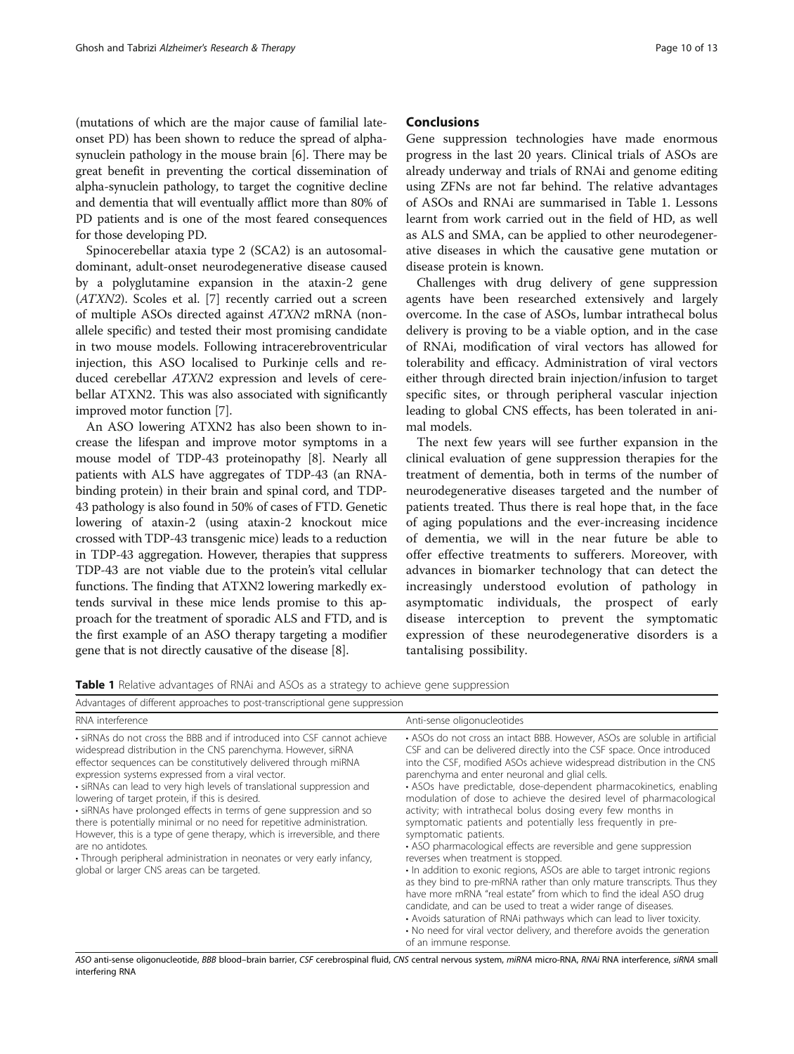(mutations of which are the major cause of familial late-onset PD) has been shown to reduce the spread of alpha-synuclein pathology in the mouse brain [6]. There may be great benefit in preventing the cortical dissemination of alpha-synuclein pathology, to target the cognitive decline and dementia that will eventually afflict more than 80% of PD patients and is one of the most feared consequences for those developing PD.

Spinocerebellar ataxia type 2 (SCA2) is an autosomal-dominant, adult-onset neurodegenerative disease caused by a polyglutamine expansion in the ataxin-2 gene (*ATXN2*). Scoles et al. [7] recently carried out a screen of multiple ASOs directed against *ATXN2* mRNA (non-allele specific) and tested their most promising candidate in two mouse models. Following intracerebroventricular injection, this ASO localised to Purkinje cells and reduced cerebellar *ATXN2* expression and levels of cerebellar ATXN2. This was also associated with significantly improved motor function [7].

An ASO lowering ATXN2 has also been shown to increase the lifespan and improve motor symptoms in a mouse model of TDP-43 proteinopathy [8]. Nearly all patients with ALS have aggregates of TDP-43 (an RNA-binding protein) in their brain and spinal cord, and TDP-43 pathology is also found in 50% of cases of FTD. Genetic lowering of ataxin-2 (using ataxin-2 knockout mice crossed with TDP-43 transgenic mice) leads to a reduction in TDP-43 aggregation. However, therapies that suppress TDP-43 are not viable due to the protein's vital cellular functions. The finding that ATXN2 lowering markedly extends survival in these mice lends promise to this approach for the treatment of sporadic ALS and FTD, and is the first example of an ASO therapy targeting a modifier gene that is not directly causative of the disease [8].

## Conclusions

Gene suppression technologies have made enormous progress in the last 20 years. Clinical trials of ASOs are already underway and trials of RNAi and genome editing using ZFNs are not far behind. The relative advantages of ASOs and RNAi are summarised in Table 1. Lessons learnt from work carried out in the field of HD, as well as ALS and SMA, can be applied to other neurodegenerative diseases in which the causative gene mutation or disease protein is known.

Challenges with drug delivery of gene suppression agents have been researched extensively and largely overcome. In the case of ASOs, lumbar intrathecal bolus delivery is proving to be a viable option, and in the case of RNAi, modification of viral vectors has allowed for tolerability and efficacy. Administration of viral vectors either through directed brain injection/infusion to target specific sites, or through peripheral vascular injection leading to global CNS effects, has been tolerated in animal models.

The next few years will see further expansion in the clinical evaluation of gene suppression therapies for the treatment of dementia, both in terms of the number of neurodegenerative diseases targeted and the number of patients treated. Thus there is real hope that, in the face of aging populations and the ever-increasing incidence of dementia, we will in the near future be able to offer effective treatments to sufferers. Moreover, with advances in biomarker technology that can detect the increasingly understood evolution of pathology in asymptomatic individuals, the prospect of early disease interception to prevent the symptomatic expression of these neurodegenerative disorders is a tantalising possibility.

**Table 1** Relative advantages of RNAi and ASOs as a strategy to achieve gene suppression

| Advantages of different approaches to post-transcriptional gene suppression | |
|---|---|
| RNA interference | Anti-sense oligonucleotides |
| • siRNAs do not cross the BBB and if introduced into CSF cannot achieve widespread distribution in the CNS parenchyma. However, siRNA effector sequences can be constitutively delivered through miRNA expression systems expressed from a viral vector.<br>• siRNAs can lead to very high levels of translational suppression and lowering of target protein, if this is desired.<br>• siRNAs have prolonged effects in terms of gene suppression and so there is potentially minimal or no need for repetitive administration. However, this is a type of gene therapy, which is irreversible, and there are no antidotes.<br>• Through peripheral administration in neonates or very early infancy, global or larger CNS areas can be targeted. | • ASOs do not cross an intact BBB. However, ASOs are soluble in artificial CSF and can be delivered directly into the CSF space. Once introduced into the CSF, modified ASOs achieve widespread distribution in the CNS parenchyma and enter neuronal and glial cells.<br>• ASOs have predictable, dose-dependent pharmacokinetics, enabling modulation of dose to achieve the desired level of pharmacological activity; with intrathecal bolus dosing every few months in symptomatic patients and potentially less frequently in pre-symptomatic patients.<br>• ASO pharmacological effects are reversible and gene suppression reverses when treatment is stopped.<br>• In addition to exonic regions, ASOs are able to target intronic regions as they bind to pre-mRNA rather than only mature transcripts. Thus they have more mRNA "real estate" from which to find the ideal ASO drug candidate, and can be used to treat a wider range of diseases.<br>• Avoids saturation of RNAi pathways which can lead to liver toxicity.<br>• No need for viral vector delivery, and therefore avoids the generation of an immune response. |

*ASO* anti-sense oligonucleotide, *BBB* blood–brain barrier, *CSF* cerebrospinal fluid, *CNS* central nervous system, *miRNA* micro-RNA, *RNAi* RNA interference, *siRNA* small interfering RNA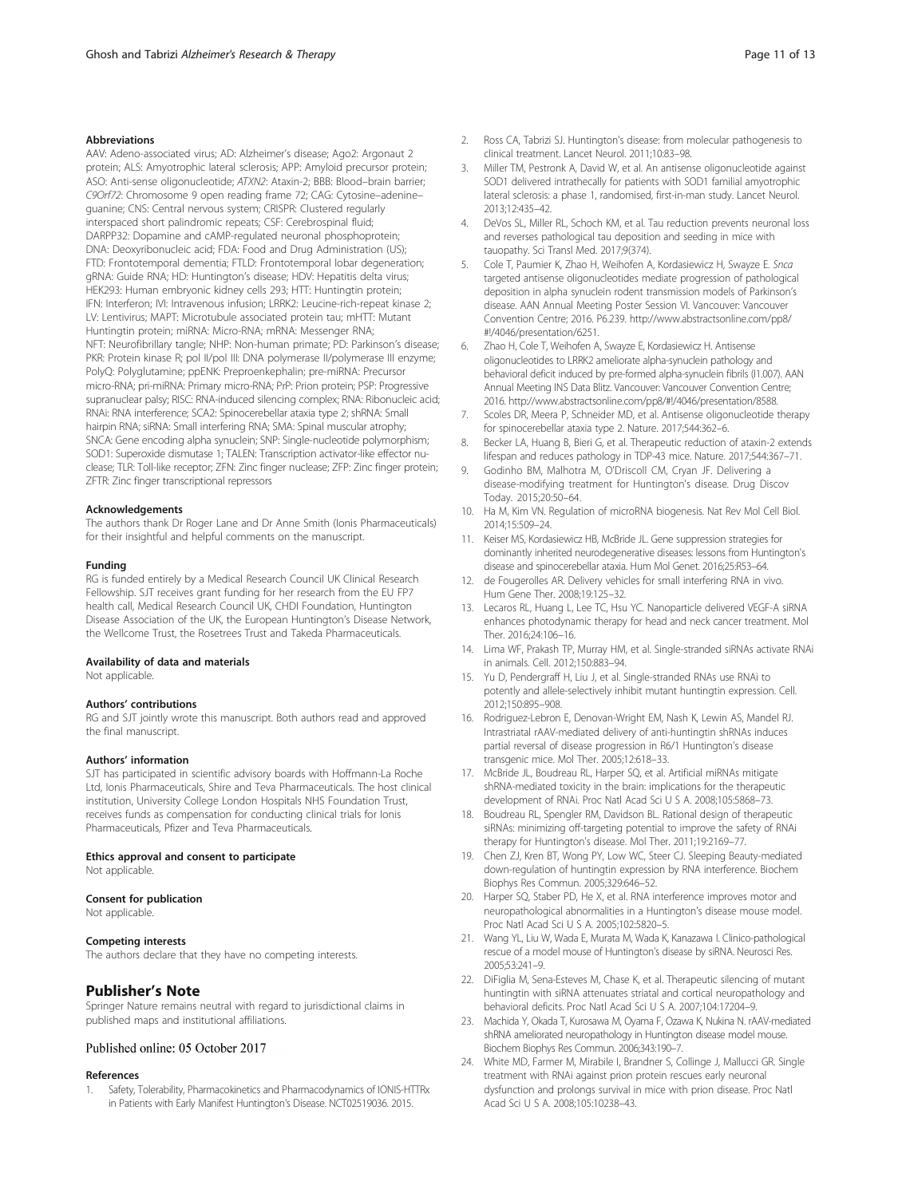#### Abbreviations

AAV: Adeno-associated virus; AD: Alzheimer's disease; Ago2: Argonaut 2 protein; ALS: Amyotrophic lateral sclerosis; APP: Amyloid precursor protein; ASO: Anti-sense oligonucleotide; *ATXN2*: Ataxin-2; BBB: Blood–brain barrier; *C9Orf72*: Chromosome 9 open reading frame 72; CAG: Cytosine–adenine–guanine; CNS: Central nervous system; CRISPR: Clustered regularly interspaced short palindromic repeats; CSF: Cerebrospinal fluid; DARPP32: Dopamine and cAMP-regulated neuronal phosphoprotein; DNA: Deoxyribonucleic acid; FDA: Food and Drug Administration (US); FTD: Frontotemporal dementia; FTLD: Frontotemporal lobar degeneration; gRNA: Guide RNA; HD: Huntington's disease; HDV: Hepatitis delta virus; HEK293: Human embryonic kidney cells 293; HTT: Huntingtin protein; IFN: Interferon; IVI: Intravenous infusion; LRRK2: Leucine-rich-repeat kinase 2; LV: Lentivirus; MAPT: Microtubule associated protein tau; mHTT: Mutant Huntingtin protein; miRNA: Micro-RNA; mRNA: Messenger RNA; NFT: Neurofibrillary tangle; NHP: Non-human primate; PD: Parkinson's disease; PKR: Protein kinase R; pol II/pol III: DNA polymerase II/polymerase III enzyme; PolyQ: Polyglutamine; ppENK: Preproenkephalin; pre-miRNA: Precursor micro-RNA; pri-miRNA: Primary micro-RNA; PrP: Prion protein; PSP: Progressive supranuclear palsy; RISC: RNA-induced silencing complex; RNA: Ribonucleic acid; RNAi: RNA interference; SCA2: Spinocerebellar ataxia type 2; shRNA: Small hairpin RNA; siRNA: Small interfering RNA; SMA: Spinal muscular atrophy; SNCA: Gene encoding alpha synuclein; SNP: Single-nucleotide polymorphism; SOD1: Superoxide dismutase 1; TALEN: Transcription activator-like effector nuclease; TLR: Toll-like receptor; ZFN: Zinc finger nuclease; ZFP: Zinc finger protein; ZFTR: Zinc finger transcriptional repressors

#### Acknowledgements

The authors thank Dr Roger Lane and Dr Anne Smith (Ionis Pharmaceuticals) for their insightful and helpful comments on the manuscript.

#### Funding

RG is funded entirely by a Medical Research Council UK Clinical Research Fellowship. SJT receives grant funding for her research from the EU FP7 health call, Medical Research Council UK, CHDI Foundation, Huntington Disease Association of the UK, the European Huntington's Disease Network, the Wellcome Trust, the Rosetrees Trust and Takeda Pharmaceuticals.

#### Availability of data and materials

Not applicable.

#### Authors' contributions

RG and SJT jointly wrote this manuscript. Both authors read and approved the final manuscript.

#### Authors' information

SJT has participated in scientific advisory boards with Hoffmann-La Roche Ltd, Ionis Pharmaceuticals, Shire and Teva Pharmaceuticals. The host clinical institution, University College London Hospitals NHS Foundation Trust, receives funds as compensation for conducting clinical trials for Ionis Pharmaceuticals, Pfizer and Teva Pharmaceuticals.

#### Ethics approval and consent to participate

Not applicable.

#### Consent for publication

Not applicable.

#### Competing interests

The authors declare that they have no competing interests.

## Publisher's Note

Springer Nature remains neutral with regard to jurisdictional claims in published maps and institutional affiliations.

Published online: 05 October 2017

#### References

1. Safety, Tolerability, Pharmacokinetics and Pharmacodynamics of IONIS-HTTRx in Patients with Early Manifest Huntington's Disease. NCT02519036. 2015.
2. Ross CA, Tabrizi SJ. Huntington's disease: from molecular pathogenesis to clinical treatment. Lancet Neurol. 2011;10:83–98.
3. Miller TM, Pestronk A, David W, et al. An antisense oligonucleotide against SOD1 delivered intrathecally for patients with SOD1 familial amyotrophic lateral sclerosis: a phase 1, randomised, first-in-man study. Lancet Neurol. 2013;12:435–42.
4. DeVos SL, Miller RL, Schoch KM, et al. Tau reduction prevents neuronal loss and reverses pathological tau deposition and seeding in mice with tauopathy. Sci Transl Med. 2017;9(374).
5. Cole T, Paumier K, Zhao H, Weihofen A, Kordasiewicz H, Swayze E. *Snca* targeted antisense oligonucleotides mediate progression of pathological deposition in alpha synuclein rodent transmission models of Parkinson's disease. AAN Annual Meeting Poster Session VI. Vancouver: Vancouver Convention Centre; 2016. P6.239. http://www.abstractsonline.com/pp8/#!/4046/presentation/6251.
6. Zhao H, Cole T, Weihofen A, Swayze E, Kordasiewicz H. Antisense oligonucleotides to LRRK2 ameliorate alpha-synuclein pathology and behavioral deficit induced by pre-formed alpha-synuclein fibrils (I1.007). AAN Annual Meeting INS Data Blitz. Vancouver: Vancouver Convention Centre; 2016. http://www.abstractsonline.com/pp8/#!/4046/presentation/8588.
7. Scoles DR, Meera P, Schneider MD, et al. Antisense oligonucleotide therapy for spinocerebellar ataxia type 2. Nature. 2017;544:362–6.
8. Becker LA, Huang B, Bieri G, et al. Therapeutic reduction of ataxin-2 extends lifespan and reduces pathology in TDP-43 mice. Nature. 2017;544:367–71.
9. Godinho BM, Malhotra M, O'Driscoll CM, Cryan JF. Delivering a disease-modifying treatment for Huntington's disease. Drug Discov Today. 2015;20:50–64.
10. Ha M, Kim VN. Regulation of microRNA biogenesis. Nat Rev Mol Cell Biol. 2014;15:509–24.
11. Keiser MS, Kordasiewicz HB, McBride JL. Gene suppression strategies for dominantly inherited neurodegenerative diseases: lessons from Huntington's disease and spinocerebellar ataxia. Hum Mol Genet. 2016;25:R53–64.
12. de Fougerolles AR. Delivery vehicles for small interfering RNA in vivo. Hum Gene Ther. 2008;19:125–32.
13. Lecaros RL, Huang L, Lee TC, Hsu YC. Nanoparticle delivered VEGF-A siRNA enhances photodynamic therapy for head and neck cancer treatment. Mol Ther. 2016;24:106–16.
14. Lima WF, Prakash TP, Murray HM, et al. Single-stranded siRNAs activate RNAi in animals. Cell. 2012;150:883–94.
15. Yu D, Pendergraff H, Liu J, et al. Single-stranded RNAs use RNAi to potently and allele-selectively inhibit mutant huntingtin expression. Cell. 2012;150:895–908.
16. Rodriguez-Lebron E, Denovan-Wright EM, Nash K, Lewin AS, Mandel RJ. Intrastriatal rAAV-mediated delivery of anti-huntingtin shRNAs induces partial reversal of disease progression in R6/1 Huntington's disease transgenic mice. Mol Ther. 2005;12:618–33.
17. McBride JL, Boudreau RL, Harper SQ, et al. Artificial miRNAs mitigate shRNA-mediated toxicity in the brain: implications for the therapeutic development of RNAi. Proc Natl Acad Sci U S A. 2008;105:5868–73.
18. Boudreau RL, Spengler RM, Davidson BL. Rational design of therapeutic siRNAs: minimizing off-targeting potential to improve the safety of RNAi therapy for Huntington's disease. Mol Ther. 2011;19:2169–77.
19. Chen ZJ, Kren BT, Wong PY, Low WC, Steer CJ. Sleeping Beauty-mediated down-regulation of huntingtin expression by RNA interference. Biochem Biophys Res Commun. 2005;329:646–52.
20. Harper SQ, Staber PD, He X, et al. RNA interference improves motor and neuropathological abnormalities in a Huntington's disease mouse model. Proc Natl Acad Sci U S A. 2005;102:5820–5.
21. Wang YL, Liu W, Wada E, Murata M, Wada K, Kanazawa I. Clinico-pathological rescue of a model mouse of Huntington's disease by siRNA. Neurosci Res. 2005;53:241–9.
22. DiFiglia M, Sena-Esteves M, Chase K, et al. Therapeutic silencing of mutant huntingtin with siRNA attenuates striatal and cortical neuropathology and behavioral deficits. Proc Natl Acad Sci U S A. 2007;104:17204–9.
23. Machida Y, Okada T, Kurosawa M, Oyama F, Ozawa K, Nukina N. rAAV-mediated shRNA ameliorated neuropathology in Huntington disease model mouse. Biochem Biophys Res Commun. 2006;343:190–7.
24. White MD, Farmer M, Mirabile I, Brandner S, Collinge J, Mallucci GR. Single treatment with RNAi against prion protein rescues early neuronal dysfunction and prolongs survival in mice with prion disease. Proc Natl Acad Sci U S A. 2008;105:10238–43.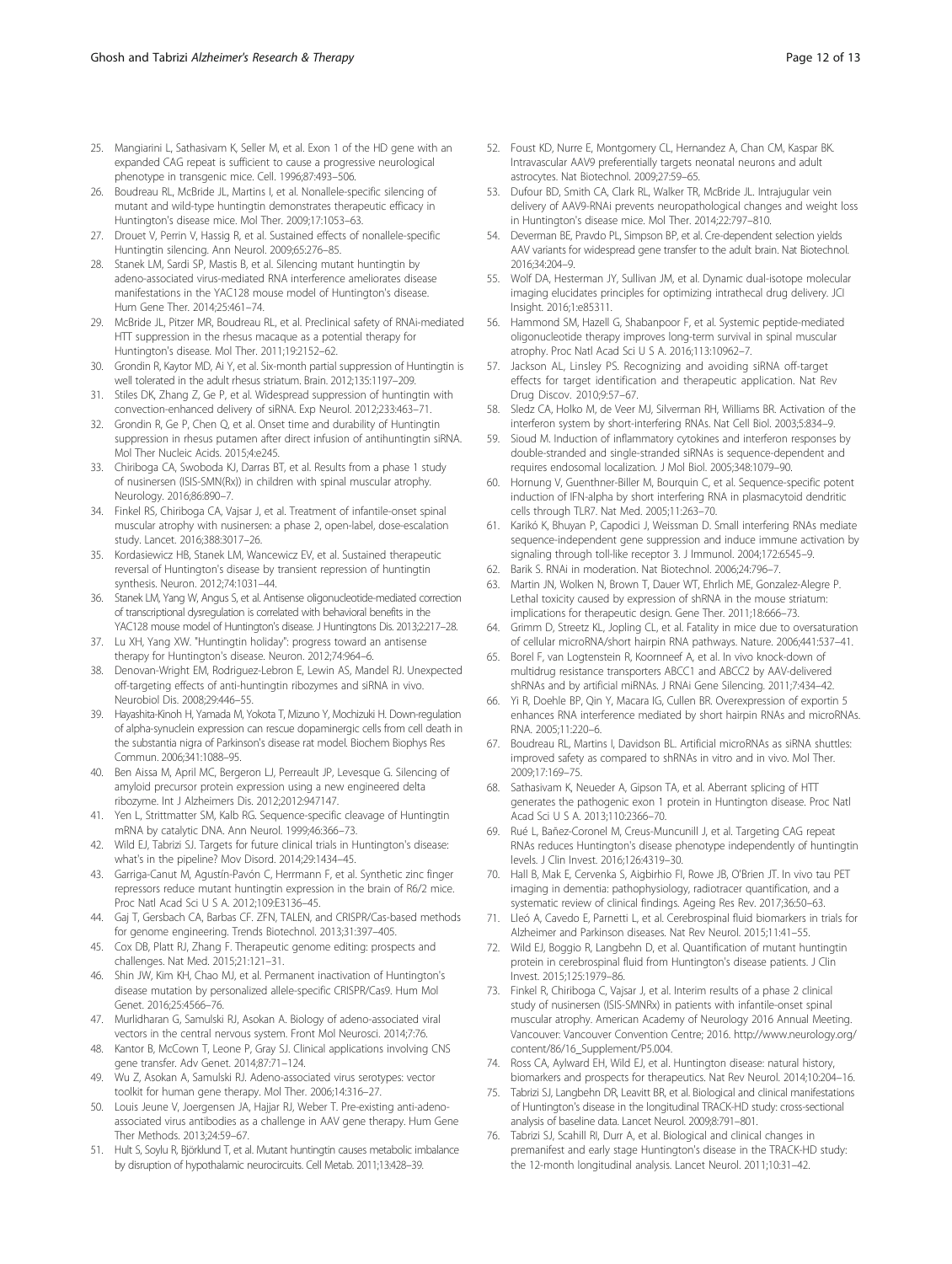25. Mangiarini L, Sathasivam K, Seller M, et al. Exon 1 of the HD gene with an expanded CAG repeat is sufficient to cause a progressive neurological phenotype in transgenic mice. Cell. 1996;87:493–506.
26. Boudreau RL, McBride JL, Martins I, et al. Nonallele-specific silencing of mutant and wild-type huntingtin demonstrates therapeutic efficacy in Huntington's disease mice. Mol Ther. 2009;17:1053–63.
27. Drouet V, Perrin V, Hassig R, et al. Sustained effects of nonallele-specific Huntingtin silencing. Ann Neurol. 2009;65:276–85.
28. Stanek LM, Sardi SP, Mastis B, et al. Silencing mutant huntingtin by adeno-associated virus-mediated RNA interference ameliorates disease manifestations in the YAC128 mouse model of Huntington's disease. Hum Gene Ther. 2014;25:461–74.
29. McBride JL, Pitzer MR, Boudreau RL, et al. Preclinical safety of RNAi-mediated HTT suppression in the rhesus macaque as a potential therapy for Huntington's disease. Mol Ther. 2011;19:2152–62.
30. Grondin R, Kaytor MD, Ai Y, et al. Six-month partial suppression of Huntingtin is well tolerated in the adult rhesus striatum. Brain. 2012;135:1197–209.
31. Stiles DK, Zhang Z, Ge P, et al. Widespread suppression of huntingtin with convection-enhanced delivery of siRNA. Exp Neurol. 2012;233:463–71.
32. Grondin R, Ge P, Chen Q, et al. Onset time and durability of Huntingtin suppression in rhesus putamen after direct infusion of antihuntingtin siRNA. Mol Ther Nucleic Acids. 2015;4:e245.
33. Chiriboga CA, Swoboda KJ, Darras BT, et al. Results from a phase 1 study of nusinersen (ISIS-SMN(Rx)) in children with spinal muscular atrophy. Neurology. 2016;86:890–7.
34. Finkel RS, Chiriboga CA, Vajsar J, et al. Treatment of infantile-onset spinal muscular atrophy with nusinersen: a phase 2, open-label, dose-escalation study. Lancet. 2016;388:3017–26.
35. Kordasiewicz HB, Stanek LM, Wancewicz EV, et al. Sustained therapeutic reversal of Huntington's disease by transient repression of huntingtin synthesis. Neuron. 2012;74:1031–44.
36. Stanek LM, Yang W, Angus S, et al. Antisense oligonucleotide-mediated correction of transcriptional dysregulation is correlated with behavioral benefits in the YAC128 mouse model of Huntington's disease. J Huntingtons Dis. 2013;2:217–28.
37. Lu XH, Yang XW. "Huntingtin holiday": progress toward an antisense therapy for Huntington's disease. Neuron. 2012;74:964–6.
38. Denovan-Wright EM, Rodriguez-Lebron E, Lewin AS, Mandel RJ. Unexpected off-targeting effects of anti-huntingtin ribozymes and siRNA in vivo. Neurobiol Dis. 2008;29:446–55.
39. Hayashita-Kinoh H, Yamada M, Yokota T, Mizuno Y, Mochizuki H. Down-regulation of alpha-synuclein expression can rescue dopaminergic cells from cell death in the substantia nigra of Parkinson's disease rat model. Biochem Biophys Res Commun. 2006;341:1088–95.
40. Ben Aissa M, April MC, Bergeron LJ, Perreault JP, Levesque G. Silencing of amyloid precursor protein expression using a new engineered delta ribozyme. Int J Alzheimers Dis. 2012;2012:947147.
41. Yen L, Strittmatter SM, Kalb RG. Sequence-specific cleavage of Huntingtin mRNA by catalytic DNA. Ann Neurol. 1999;46:366–73.
42. Wild EJ, Tabrizi SJ. Targets for future clinical trials in Huntington's disease: what's in the pipeline? Mov Disord. 2014;29:1434–45.
43. Garriga-Canut M, Agustín-Pavón C, Herrmann F, et al. Synthetic zinc finger repressors reduce mutant huntingtin expression in the brain of R6/2 mice. Proc Natl Acad Sci U S A. 2012;109:E3136–45.
44. Gaj T, Gersbach CA, Barbas CF. ZFN, TALEN, and CRISPR/Cas-based methods for genome engineering. Trends Biotechnol. 2013;31:397–405.
45. Cox DB, Platt RJ, Zhang F. Therapeutic genome editing: prospects and challenges. Nat Med. 2015;21:121–31.
46. Shin JW, Kim KH, Chao MJ, et al. Permanent inactivation of Huntington's disease mutation by personalized allele-specific CRISPR/Cas9. Hum Mol Genet. 2016;25:4566–76.
47. Murlidharan G, Samulski RJ, Asokan A. Biology of adeno-associated viral vectors in the central nervous system. Front Mol Neurosci. 2014;7:76.
48. Kantor B, McCown T, Leone P, Gray SJ. Clinical applications involving CNS gene transfer. Adv Genet. 2014;87:71–124.
49. Wu Z, Asokan A, Samulski RJ. Adeno-associated virus serotypes: vector toolkit for human gene therapy. Mol Ther. 2006;14:316–27.
50. Louis Jeune V, Joergensen JA, Hajjar RJ, Weber T. Pre-existing anti-adeno-associated virus antibodies as a challenge in AAV gene therapy. Hum Gene Ther Methods. 2013;24:59–67.
51. Hult S, Soylu R, Björklund T, et al. Mutant huntingtin causes metabolic imbalance by disruption of hypothalamic neurocircuits. Cell Metab. 2011;13:428–39.
52. Foust KD, Nurre E, Montgomery CL, Hernandez A, Chan CM, Kaspar BK. Intravascular AAV9 preferentially targets neonatal neurons and adult astrocytes. Nat Biotechnol. 2009;27:59–65.
53. Dufour BD, Smith CA, Clark RL, Walker TR, McBride JL. Intrajugular vein delivery of AAV9-RNAi prevents neuropathological changes and weight loss in Huntington's disease mice. Mol Ther. 2014;22:797–810.
54. Deverman BE, Pravdo PL, Simpson BP, et al. Cre-dependent selection yields AAV variants for widespread gene transfer to the adult brain. Nat Biotechnol. 2016;34:204–9.
55. Wolf DA, Hesterman JY, Sullivan JM, et al. Dynamic dual-isotope molecular imaging elucidates principles for optimizing intrathecal drug delivery. JCI Insight. 2016;1:e85311.
56. Hammond SM, Hazell G, Shabanpoor F, et al. Systemic peptide-mediated oligonucleotide therapy improves long-term survival in spinal muscular atrophy. Proc Natl Acad Sci U S A. 2016;113:10962–7.
57. Jackson AL, Linsley PS. Recognizing and avoiding siRNA off-target effects for target identification and therapeutic application. Nat Rev Drug Discov. 2010;9:57–67.
58. Sledz CA, Holko M, de Veer MJ, Silverman RH, Williams BR. Activation of the interferon system by short-interfering RNAs. Nat Cell Biol. 2003;5:834–9.
59. Sioud M. Induction of inflammatory cytokines and interferon responses by double-stranded and single-stranded siRNAs is sequence-dependent and requires endosomal localization. J Mol Biol. 2005;348:1079–90.
60. Hornung V, Guenthner-Biller M, Bourquin C, et al. Sequence-specific potent induction of IFN-alpha by short interfering RNA in plasmacytoid dendritic cells through TLR7. Nat Med. 2005;11:263–70.
61. Karikó K, Bhuyan P, Capodici J, Weissman D. Small interfering RNAs mediate sequence-independent gene suppression and induce immune activation by signaling through toll-like receptor 3. J Immunol. 2004;172:6545–9.
62. Barik S. RNAi in moderation. Nat Biotechnol. 2006;24:796–7.
63. Martin JN, Wolken N, Brown T, Dauer WT, Ehrlich ME, Gonzalez-Alegre P. Lethal toxicity caused by expression of shRNA in the mouse striatum: implications for therapeutic design. Gene Ther. 2011;18:666–73.
64. Grimm D, Streetz KL, Jopling CL, et al. Fatality in mice due to oversaturation of cellular microRNA/short hairpin RNA pathways. Nature. 2006;441:537–41.
65. Borel F, van Logtenstein R, Koornneef A, et al. In vivo knock-down of multidrug resistance transporters ABCC1 and ABCC2 by AAV-delivered shRNAs and by artificial miRNAs. J RNAi Gene Silencing. 2011;7:434–42.
66. Yi R, Doehle BP, Qin Y, Macara IG, Cullen BR. Overexpression of exportin 5 enhances RNA interference mediated by short hairpin RNAs and microRNAs. RNA. 2005;11:220–6.
67. Boudreau RL, Martins I, Davidson BL. Artificial microRNAs as siRNA shuttles: improved safety as compared to shRNAs in vitro and in vivo. Mol Ther. 2009;17:169–75.
68. Sathasivam K, Neueder A, Gipson TA, et al. Aberrant splicing of HTT generates the pathogenic exon 1 protein in Huntington disease. Proc Natl Acad Sci U S A. 2013;110:2366–70.
69. Rué L, Bañez-Coronel M, Creus-Muncunill J, et al. Targeting CAG repeat RNAs reduces Huntington's disease phenotype independently of huntingtin levels. J Clin Invest. 2016;126:4319–30.
70. Hall B, Mak E, Cervenka S, Aigbirhio FI, Rowe JB, O'Brien JT. In vivo tau PET imaging in dementia: pathophysiology, radiotracer quantification, and a systematic review of clinical findings. Ageing Res Rev. 2017;36:50–63.
71. Lleó A, Cavedo E, Parnetti L, et al. Cerebrospinal fluid biomarkers in trials for Alzheimer and Parkinson diseases. Nat Rev Neurol. 2015;11:41–55.
72. Wild EJ, Boggio R, Langbehn D, et al. Quantification of mutant huntingtin protein in cerebrospinal fluid from Huntington's disease patients. J Clin Invest. 2015;125:1979–86.
73. Finkel R, Chiriboga C, Vajsar J, et al. Interim results of a phase 2 clinical study of nusinersen (ISIS-SMNRx) in patients with infantile-onset spinal muscular atrophy. American Academy of Neurology 2016 Annual Meeting. Vancouver: Vancouver Convention Centre; 2016. http://www.neurology.org/content/86/16_Supplement/P5.004.
74. Ross CA, Aylward EH, Wild EJ, et al. Huntington disease: natural history, biomarkers and prospects for therapeutics. Nat Rev Neurol. 2014;10:204–16.
75. Tabrizi SJ, Langbehn DR, Leavitt BR, et al. Biological and clinical manifestations of Huntington's disease in the longitudinal TRACK-HD study: cross-sectional analysis of baseline data. Lancet Neurol. 2009;8:791–801.
76. Tabrizi SJ, Scahill RI, Durr A, et al. Biological and clinical changes in premanifest and early stage Huntington's disease in the TRACK-HD study: the 12-month longitudinal analysis. Lancet Neurol. 2011;10:31–42.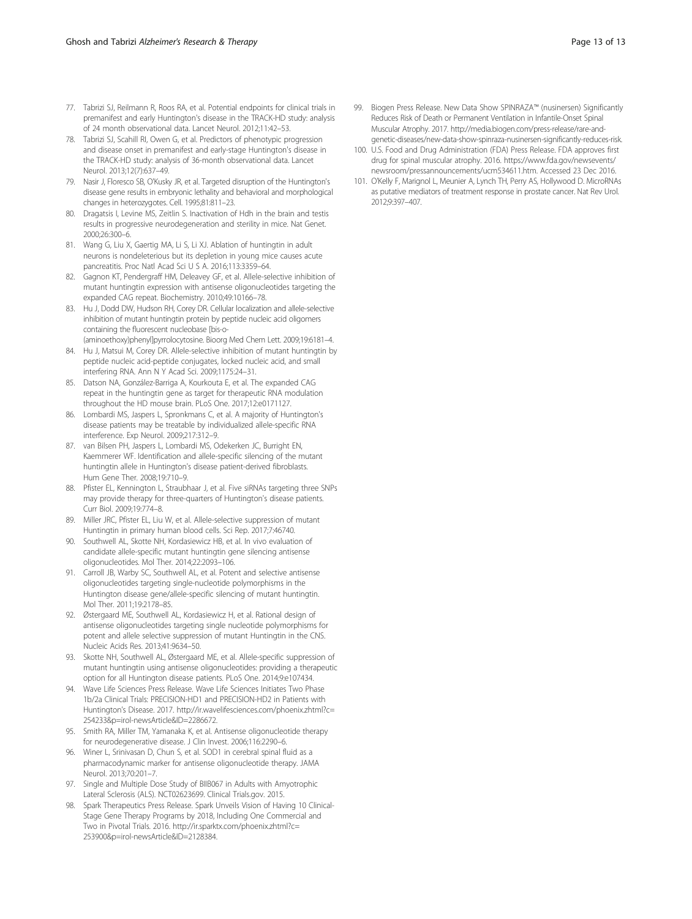77. Tabrizi SJ, Reilmann R, Roos RA, et al. Potential endpoints for clinical trials in premanifest and early Huntington's disease in the TRACK-HD study: analysis of 24 month observational data. Lancet Neurol. 2012;11:42–53.
78. Tabrizi SJ, Scahill RI, Owen G, et al. Predictors of phenotypic progression and disease onset in premanifest and early-stage Huntington's disease in the TRACK-HD study: analysis of 36-month observational data. Lancet Neurol. 2013;12(7):637–49.
79. Nasir J, Floresco SB, O'Kusky JR, et al. Targeted disruption of the Huntington's disease gene results in embryonic lethality and behavioral and morphological changes in heterozygotes. Cell. 1995;81:811–23.
80. Dragatsis I, Levine MS, Zeitlin S. Inactivation of Hdh in the brain and testis results in progressive neurodegeneration and sterility in mice. Nat Genet. 2000;26:300–6.
81. Wang G, Liu X, Gaertig MA, Li S, Li XJ. Ablation of huntingtin in adult neurons is nondeleterious but its depletion in young mice causes acute pancreatitis. Proc Natl Acad Sci U S A. 2016;113:3359–64.
82. Gagnon KT, Pendergraff HM, Deleavey GF, et al. Allele-selective inhibition of mutant huntingtin expression with antisense oligonucleotides targeting the expanded CAG repeat. Biochemistry. 2010;49:10166–78.
83. Hu J, Dodd DW, Hudson RH, Corey DR. Cellular localization and allele-selective inhibition of mutant huntingtin protein by peptide nucleic acid oligomers containing the fluorescent nucleobase [bis-o-(aminoethoxy)phenyl]pyrrolocytosine. Bioorg Med Chem Lett. 2009;19:6181–4.
84. Hu J, Matsui M, Corey DR. Allele-selective inhibition of mutant huntingtin by peptide nucleic acid-peptide conjugates, locked nucleic acid, and small interfering RNA. Ann N Y Acad Sci. 2009;1175:24–31.
85. Datson NA, González-Barriga A, Kourkouta E, et al. The expanded CAG repeat in the huntingtin gene as target for therapeutic RNA modulation throughout the HD mouse brain. PLoS One. 2017;12:e0171127.
86. Lombardi MS, Jaspers L, Spronkmans C, et al. A majority of Huntington's disease patients may be treatable by individualized allele-specific RNA interference. Exp Neurol. 2009;217:312–9.
87. van Bilsen PH, Jaspers L, Lombardi MS, Odekerken JC, Burright EN, Kaemmerer WF. Identification and allele-specific silencing of the mutant huntingtin allele in Huntington's disease patient-derived fibroblasts. Hum Gene Ther. 2008;19:710–9.
88. Pfister EL, Kennington L, Straubhaar J, et al. Five siRNAs targeting three SNPs may provide therapy for three-quarters of Huntington's disease patients. Curr Biol. 2009;19:774–8.
89. Miller JRC, Pfister EL, Liu W, et al. Allele-selective suppression of mutant Huntingtin in primary human blood cells. Sci Rep. 2017;7:46740.
90. Southwell AL, Skotte NH, Kordasiewicz HB, et al. In vivo evaluation of candidate allele-specific mutant huntingtin gene silencing antisense oligonucleotides. Mol Ther. 2014;22:2093–106.
91. Carroll JB, Warby SC, Southwell AL, et al. Potent and selective antisense oligonucleotides targeting single-nucleotide polymorphisms in the Huntington disease gene/allele-specific silencing of mutant huntingtin. Mol Ther. 2011;19:2178–85.
92. Østergaard ME, Southwell AL, Kordasiewicz H, et al. Rational design of antisense oligonucleotides targeting single nucleotide polymorphisms for potent and allele selective suppression of mutant Huntingtin in the CNS. Nucleic Acids Res. 2013;41:9634–50.
93. Skotte NH, Southwell AL, Østergaard ME, et al. Allele-specific suppression of mutant huntingtin using antisense oligonucleotides: providing a therapeutic option for all Huntington disease patients. PLoS One. 2014;9:e107434.
94. Wave Life Sciences Press Release. Wave Life Sciences Initiates Two Phase 1b/2a Clinical Trials: PRECISION-HD1 and PRECISION-HD2 in Patients with Huntington's Disease. 2017. http://ir.wavelifesciences.com/phoenix.zhtml?c=254233&p=irol-newsArticle&ID=2286672.
95. Smith RA, Miller TM, Yamanaka K, et al. Antisense oligonucleotide therapy for neurodegenerative disease. J Clin Invest. 2006;116:2290–6.
96. Winer L, Srinivasan D, Chun S, et al. SOD1 in cerebral spinal fluid as a pharmacodynamic marker for antisense oligonucleotide therapy. JAMA Neurol. 2013;70:201–7.
97. Single and Multiple Dose Study of BIIB067 in Adults with Amyotrophic Lateral Sclerosis (ALS). NCT02623699. Clinical Trials.gov. 2015.
98. Spark Therapeutics Press Release. Spark Unveils Vision of Having 10 Clinical-Stage Gene Therapy Programs by 2018, Including One Commercial and Two in Pivotal Trials. 2016. http://ir.sparktx.com/phoenix.zhtml?c=253900&p=irol-newsArticle&ID=2128384.
99. Biogen Press Release. New Data Show SPINRAZA™ (nusinersen) Significantly Reduces Risk of Death or Permanent Ventilation in Infantile-Onset Spinal Muscular Atrophy. 2017. http://media.biogen.com/press-release/rare-and-genetic-diseases/new-data-show-spinraza-nusinersen-significantly-reduces-risk.
100. U.S. Food and Drug Administration (FDA) Press Release. FDA approves first drug for spinal muscular atrophy. 2016. https://www.fda.gov/newsevents/newsroom/pressannouncements/ucm534611.htm. Accessed 23 Dec 2016.
101. O'Kelly F, Marignol L, Meunier A, Lynch TH, Perry AS, Hollywood D. MicroRNAs as putative mediators of treatment response in prostate cancer. Nat Rev Urol. 2012;9:397–407.